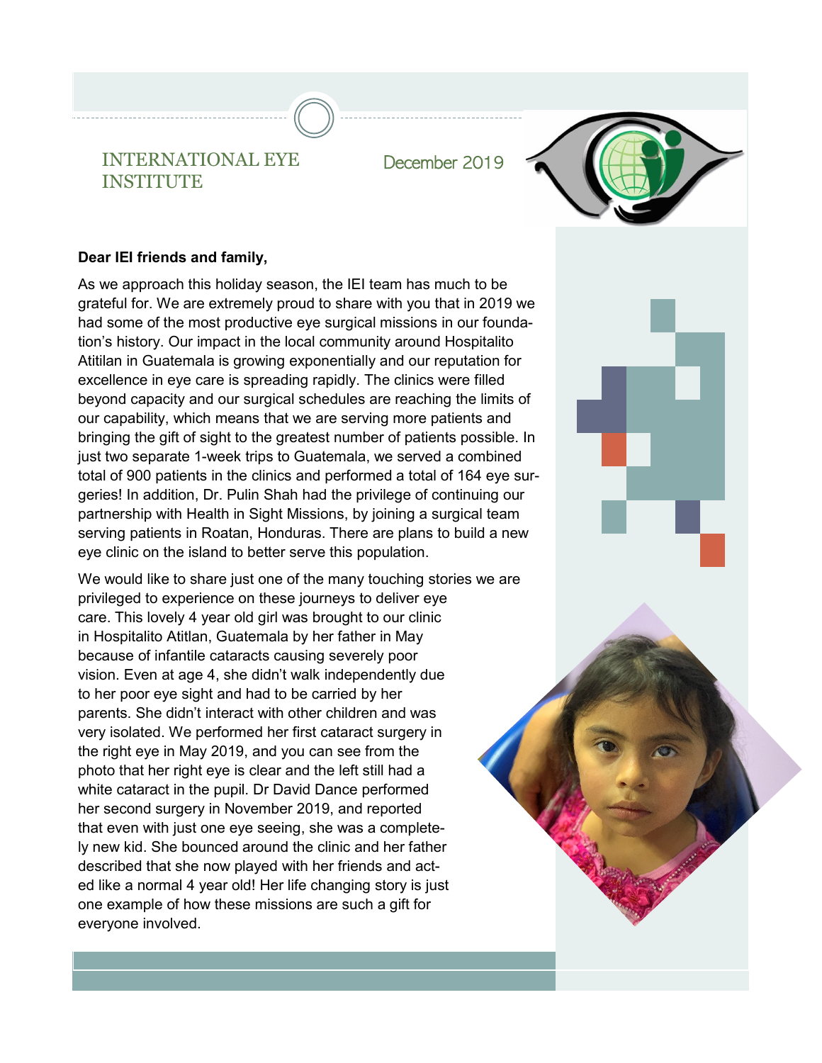# INTERNATIONAL EYE INSTITUTE

December 2019

**Dear IEI friends and family,**

As we approach this holiday season, the IEI team has much to be grateful for. We are extremely proud to share with you that in 2019 we had some of the most productive eye surgical missions in our foundation's history. Our impact in the local community around Hospitalito Atitilan in Guatemala is growing exponentially and our reputation for excellence in eye care is spreading rapidly. The clinics were filled beyond capacity and our surgical schedules are reaching the limits of our capability, which means that we are serving more patients and bringing the gift of sight to the greatest number of patients possible. In just two separate 1-week trips to Guatemala, we served a combined total of 900 patients in the clinics and performed a total of 164 eye surgeries! In addition, Dr. Pulin Shah had the privilege of continuing our partnership with Health in Sight Missions, by joining a surgical team serving patients in Roatan, Honduras. There are plans to build a new eye clinic on the island to better serve this population.

We would like to share just one of the many touching stories we are privileged to experience on these journeys to deliver eye care. This lovely 4 year old girl was brought to our clinic in Hospitalito Atitlan, Guatemala by her father in May because of infantile cataracts causing severely poor vision. Even at age 4, she didn't walk independently due to her poor eye sight and had to be carried by her parents. She didn't interact with other children and was very isolated. We performed her first cataract surgery in the right eye in May 2019, and you can see from the photo that her right eye is clear and the left still had a white cataract in the pupil. Dr David Dance performed her second surgery in November 2019, and reported that even with just one eye seeing, she was a completely new kid. She bounced around the clinic and her father described that she now played with her friends and acted like a normal 4 year old! Her life changing story is just one example of how these missions are such a gift for everyone involved.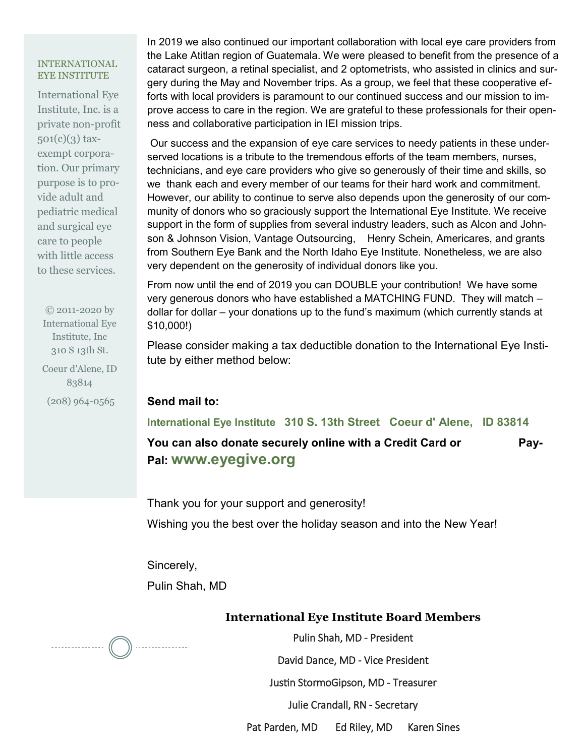INTERNATIONAL EYE INSTITUTE

International Eye Institute, Inc. is a private non-profit 501(c)(3) tax-exempt corporation. Our primary purpose is to provide adult and pediatric medical and surgical eye care to people with little access to these services.

© 2011-2020 by International Eye Institute, Inc
310 S 13th St.

Coeur d'Alene, ID 83814

(208) 964-0565

In 2019 we also continued our important collaboration with local eye care providers from the Lake Atitlan region of Guatemala. We were pleased to benefit from the presence of a cataract surgeon, a retinal specialist, and 2 optometrists, who assisted in clinics and surgery during the May and November trips. As a group, we feel that these cooperative efforts with local providers is paramount to our continued success and our mission to improve access to care in the region. We are grateful to these professionals for their openness and collaborative participation in IEI mission trips.

Our success and the expansion of eye care services to needy patients in these underserved locations is a tribute to the tremendous efforts of the team members, nurses, technicians, and eye care providers who give so generously of their time and skills, so we thank each and every member of our teams for their hard work and commitment. However, our ability to continue to serve also depends upon the generosity of our community of donors who so graciously support the International Eye Institute. We receive support in the form of supplies from several industry leaders, such as Alcon and Johnson & Johnson Vision, Vantage Outsourcing, Henry Schein, Americares, and grants from Southern Eye Bank and the North Idaho Eye Institute. Nonetheless, we are also very dependent on the generosity of individual donors like you.

From now until the end of 2019 you can DOUBLE your contribution! We have some very generous donors who have established a MATCHING FUND. They will match – dollar for dollar – your donations up to the fund's maximum (which currently stands at $10,000!)

Please consider making a tax deductible donation to the International Eye Institute by either method below:

**Send mail to:**

**International Eye Institute 310 S. 13th Street Coeur d' Alene, ID 83814**

**You can also donate securely online with a Credit Card or PayPal: www.eyegive.org**

Thank you for your support and generosity!

Wishing you the best over the holiday season and into the New Year!

Sincerely,

Pulin Shah, MD

## International Eye Institute Board Members

Pulin Shah, MD - President

David Dance, MD - Vice President

Justin StormoGipson, MD - Treasurer

Julie Crandall, RN - Secretary

Pat Parden, MD Ed Riley, MD Karen Sines